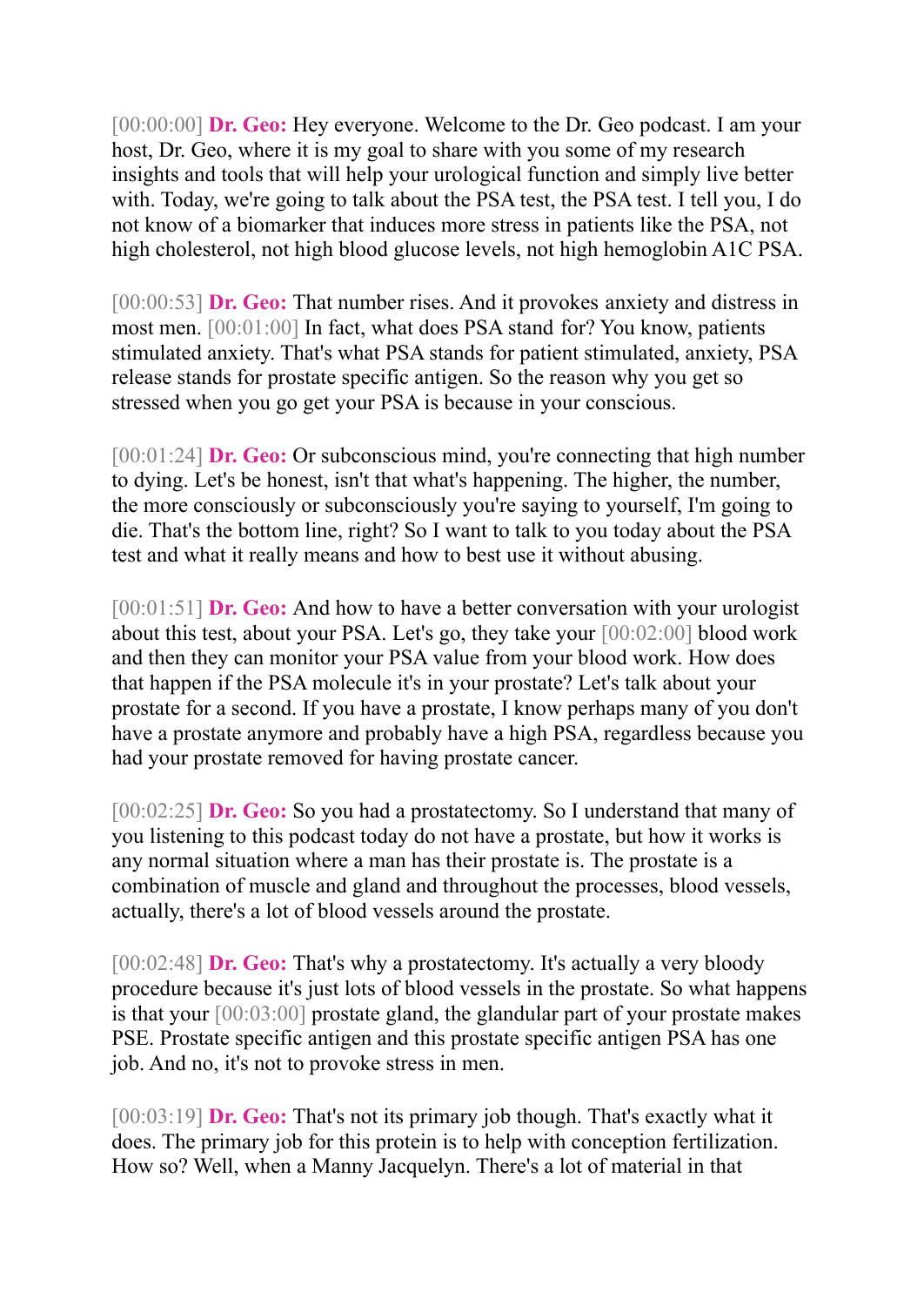[00:00:00] **Dr. Geo:** Hey everyone. Welcome to the Dr. Geo podcast. I am your host, Dr. Geo, where it is my goal to share with you some of my research insights and tools that will help your urological function and simply live better with. Today, we're going to talk about the PSA test, the PSA test. I tell you, I do not know of a biomarker that induces more stress in patients like the PSA, not high cholesterol, not high blood glucose levels, not high hemoglobin A1C PSA.

[00:00:53] **Dr. Geo:** That number rises. And it provokes anxiety and distress in most men. [00:01:00] In fact, what does PSA stand for? You know, patients stimulated anxiety. That's what PSA stands for patient stimulated, anxiety, PSA release stands for prostate specific antigen. So the reason why you get so stressed when you go get your PSA is because in your conscious.

[00:01:24] **Dr. Geo:** Or subconscious mind, you're connecting that high number to dying. Let's be honest, isn't that what's happening. The higher, the number, the more consciously or subconsciously you're saying to yourself, I'm going to die. That's the bottom line, right? So I want to talk to you today about the PSA test and what it really means and how to best use it without abusing.

[00:01:51] **Dr. Geo:** And how to have a better conversation with your urologist about this test, about your PSA. Let's go, they take your [00:02:00] blood work and then they can monitor your PSA value from your blood work. How does that happen if the PSA molecule it's in your prostate? Let's talk about your prostate for a second. If you have a prostate, I know perhaps many of you don't have a prostate anymore and probably have a high PSA, regardless because you had your prostate removed for having prostate cancer.

[00:02:25] **Dr. Geo:** So you had a prostatectomy. So I understand that many of you listening to this podcast today do not have a prostate, but how it works is any normal situation where a man has their prostate is. The prostate is a combination of muscle and gland and throughout the processes, blood vessels, actually, there's a lot of blood vessels around the prostate.

[00:02:48] **Dr. Geo:** That's why a prostatectomy. It's actually a very bloody procedure because it's just lots of blood vessels in the prostate. So what happens is that your [00:03:00] prostate gland, the glandular part of your prostate makes PSE. Prostate specific antigen and this prostate specific antigen PSA has one job. And no, it's not to provoke stress in men.

[00:03:19] **Dr. Geo:** That's not its primary job though. That's exactly what it does. The primary job for this protein is to help with conception fertilization. How so? Well, when a Manny Jacquelyn. There's a lot of material in that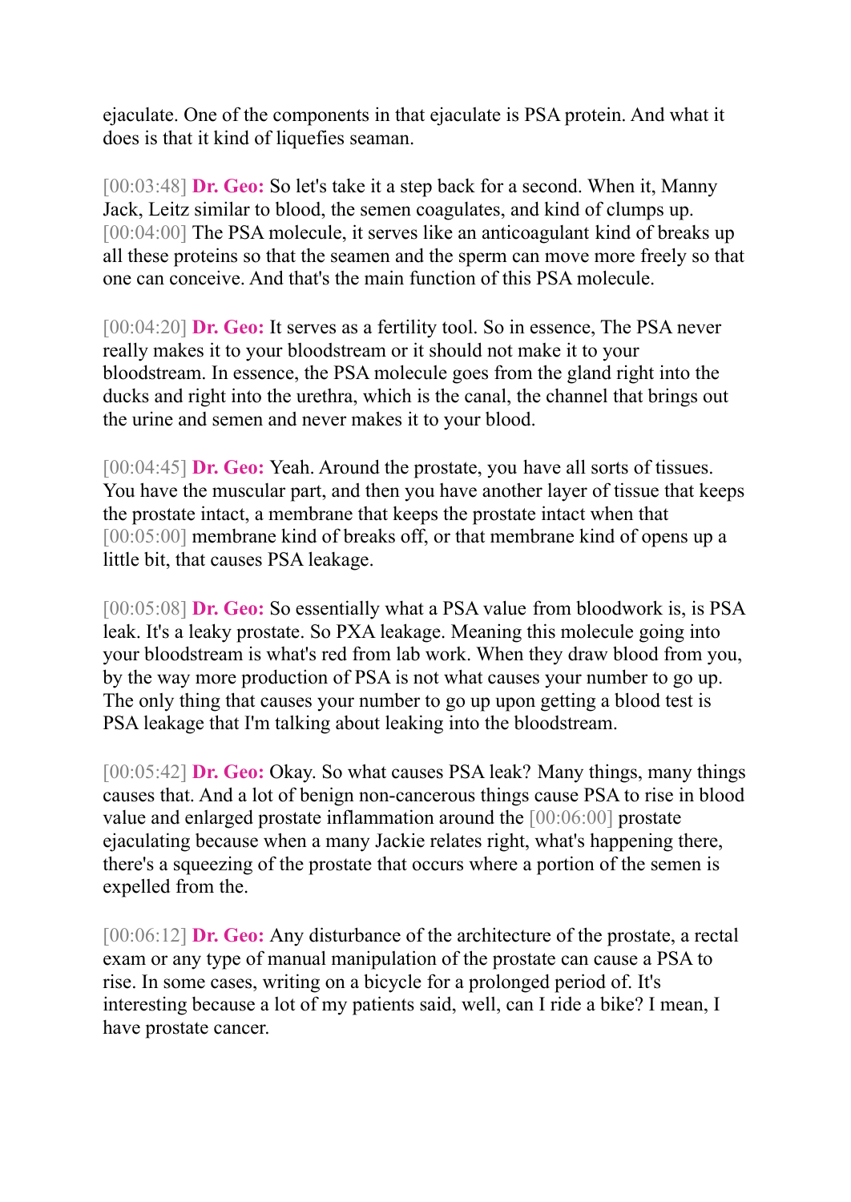ejaculate. One of the components in that ejaculate is PSA protein. And what it does is that it kind of liquefies seaman.

[00:03:48] **Dr. Geo:** So let's take it a step back for a second. When it, Manny Jack, Leitz similar to blood, the semen coagulates, and kind of clumps up. [00:04:00] The PSA molecule, it serves like an anticoagulant kind of breaks up all these proteins so that the seamen and the sperm can move more freely so that one can conceive. And that's the main function of this PSA molecule.

[00:04:20] **Dr. Geo:** It serves as a fertility tool. So in essence, The PSA never really makes it to your bloodstream or it should not make it to your bloodstream. In essence, the PSA molecule goes from the gland right into the ducks and right into the urethra, which is the canal, the channel that brings out the urine and semen and never makes it to your blood.

[00:04:45] **Dr. Geo:** Yeah. Around the prostate, you have all sorts of tissues. You have the muscular part, and then you have another layer of tissue that keeps the prostate intact, a membrane that keeps the prostate intact when that [00:05:00] membrane kind of breaks off, or that membrane kind of opens up a little bit, that causes PSA leakage.

[00:05:08] **Dr. Geo:** So essentially what a PSA value from bloodwork is, is PSA leak. It's a leaky prostate. So PXA leakage. Meaning this molecule going into your bloodstream is what's red from lab work. When they draw blood from you, by the way more production of PSA is not what causes your number to go up. The only thing that causes your number to go up upon getting a blood test is PSA leakage that I'm talking about leaking into the bloodstream.

[00:05:42] **Dr. Geo:** Okay. So what causes PSA leak? Many things, many things causes that. And a lot of benign non-cancerous things cause PSA to rise in blood value and enlarged prostate inflammation around the [00:06:00] prostate ejaculating because when a many Jackie relates right, what's happening there, there's a squeezing of the prostate that occurs where a portion of the semen is expelled from the.

[00:06:12] **Dr. Geo:** Any disturbance of the architecture of the prostate, a rectal exam or any type of manual manipulation of the prostate can cause a PSA to rise. In some cases, writing on a bicycle for a prolonged period of. It's interesting because a lot of my patients said, well, can I ride a bike? I mean, I have prostate cancer.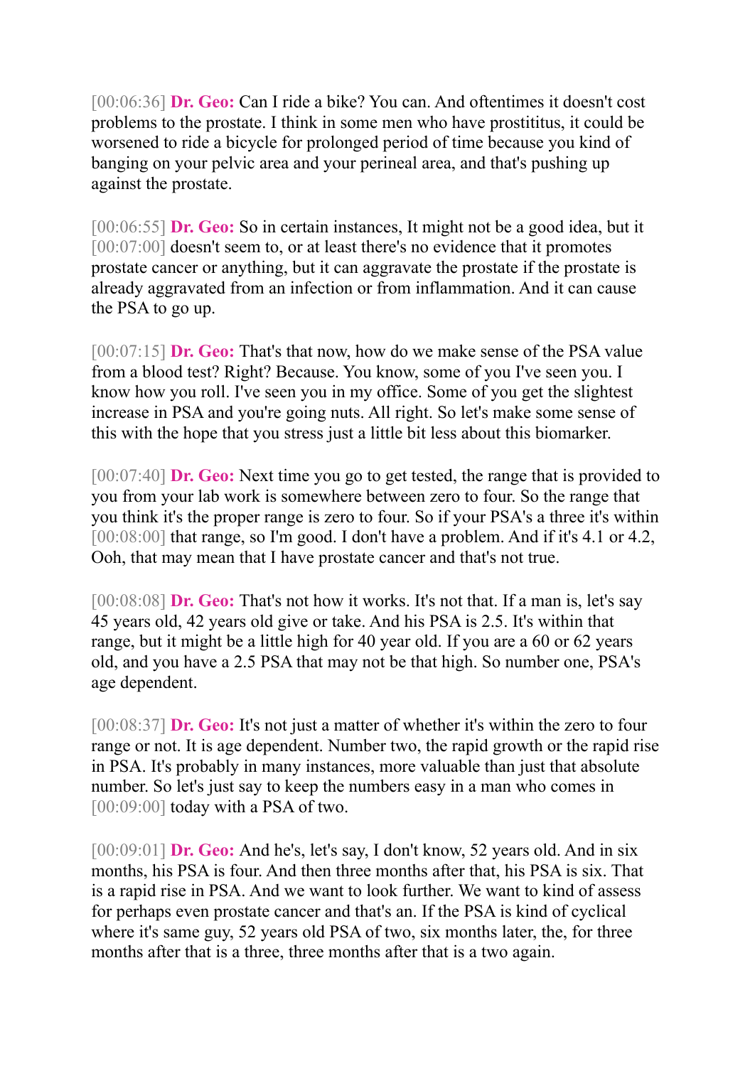[00:06:36] **Dr. Geo:** Can I ride a bike? You can. And oftentimes it doesn't cost problems to the prostate. I think in some men who have prostititus, it could be worsened to ride a bicycle for prolonged period of time because you kind of banging on your pelvic area and your perineal area, and that's pushing up against the prostate.

[00:06:55] **Dr. Geo:** So in certain instances, It might not be a good idea, but it [00:07:00] doesn't seem to, or at least there's no evidence that it promotes prostate cancer or anything, but it can aggravate the prostate if the prostate is already aggravated from an infection or from inflammation. And it can cause the PSA to go up.

[00:07:15] **Dr. Geo:** That's that now, how do we make sense of the PSA value from a blood test? Right? Because. You know, some of you I've seen you. I know how you roll. I've seen you in my office. Some of you get the slightest increase in PSA and you're going nuts. All right. So let's make some sense of this with the hope that you stress just a little bit less about this biomarker.

[00:07:40] **Dr. Geo:** Next time you go to get tested, the range that is provided to you from your lab work is somewhere between zero to four. So the range that you think it's the proper range is zero to four. So if your PSA's a three it's within [00:08:00] that range, so I'm good. I don't have a problem. And if it's 4.1 or 4.2, Ooh, that may mean that I have prostate cancer and that's not true.

[00:08:08] **Dr. Geo:** That's not how it works. It's not that. If a man is, let's say 45 years old, 42 years old give or take. And his PSA is 2.5. It's within that range, but it might be a little high for 40 year old. If you are a 60 or 62 years old, and you have a 2.5 PSA that may not be that high. So number one, PSA's age dependent.

[00:08:37] **Dr. Geo:** It's not just a matter of whether it's within the zero to four range or not. It is age dependent. Number two, the rapid growth or the rapid rise in PSA. It's probably in many instances, more valuable than just that absolute number. So let's just say to keep the numbers easy in a man who comes in [00:09:00] today with a PSA of two.

[00:09:01] **Dr. Geo:** And he's, let's say, I don't know, 52 years old. And in six months, his PSA is four. And then three months after that, his PSA is six. That is a rapid rise in PSA. And we want to look further. We want to kind of assess for perhaps even prostate cancer and that's an. If the PSA is kind of cyclical where it's same guy, 52 years old PSA of two, six months later, the, for three months after that is a three, three months after that is a two again.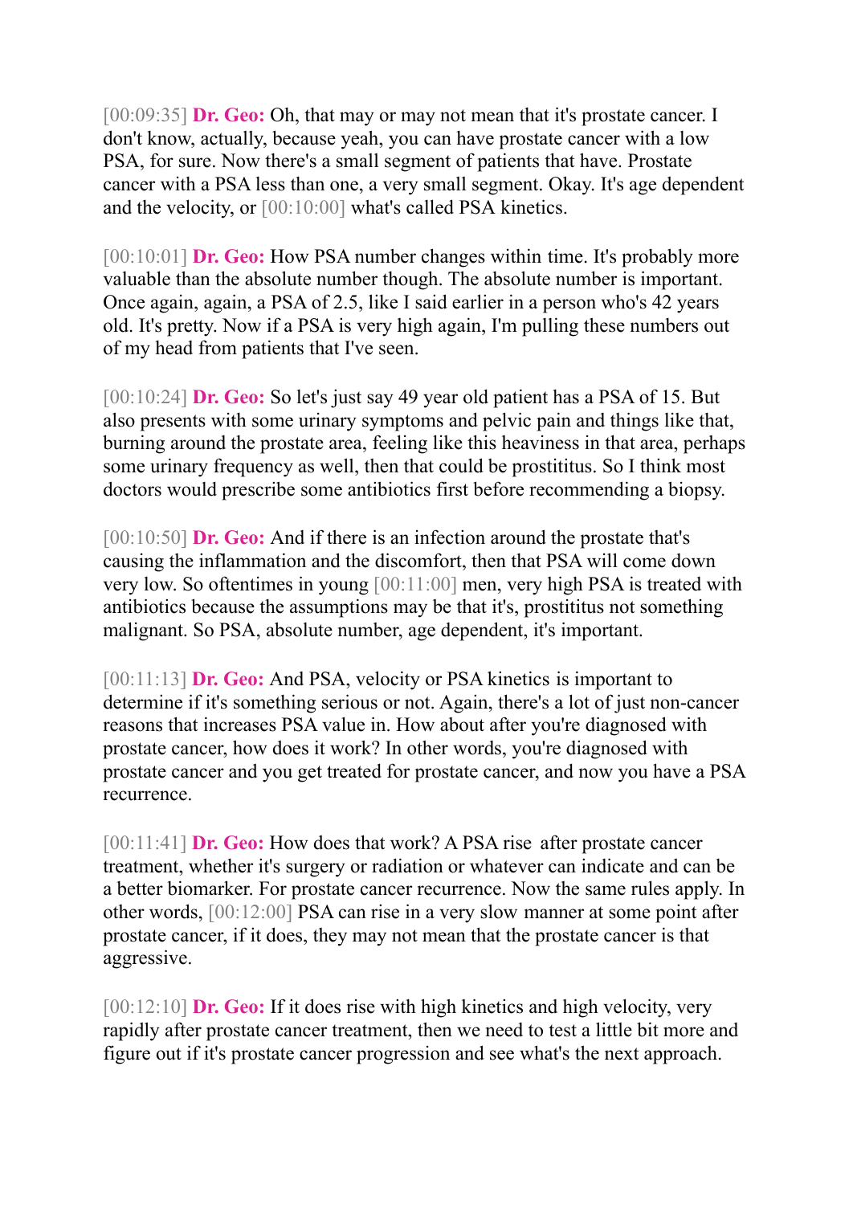[00:09:35] **Dr. Geo:** Oh, that may or may not mean that it's prostate cancer. I don't know, actually, because yeah, you can have prostate cancer with a low PSA, for sure. Now there's a small segment of patients that have. Prostate cancer with a PSA less than one, a very small segment. Okay. It's age dependent and the velocity, or [00:10:00] what's called PSA kinetics.

[00:10:01] **Dr. Geo:** How PSA number changes within time. It's probably more valuable than the absolute number though. The absolute number is important. Once again, again, a PSA of 2.5, like I said earlier in a person who's 42 years old. It's pretty. Now if a PSA is very high again, I'm pulling these numbers out of my head from patients that I've seen.

[00:10:24] **Dr. Geo:** So let's just say 49 year old patient has a PSA of 15. But also presents with some urinary symptoms and pelvic pain and things like that, burning around the prostate area, feeling like this heaviness in that area, perhaps some urinary frequency as well, then that could be prostititus. So I think most doctors would prescribe some antibiotics first before recommending a biopsy.

[00:10:50] **Dr. Geo:** And if there is an infection around the prostate that's causing the inflammation and the discomfort, then that PSA will come down very low. So oftentimes in young [00:11:00] men, very high PSA is treated with antibiotics because the assumptions may be that it's, prostititus not something malignant. So PSA, absolute number, age dependent, it's important.

[00:11:13] **Dr. Geo:** And PSA, velocity or PSA kinetics is important to determine if it's something serious or not. Again, there's a lot of just non-cancer reasons that increases PSA value in. How about after you're diagnosed with prostate cancer, how does it work? In other words, you're diagnosed with prostate cancer and you get treated for prostate cancer, and now you have a PSA recurrence.

[00:11:41] **Dr. Geo:** How does that work? A PSA rise after prostate cancer treatment, whether it's surgery or radiation or whatever can indicate and can be a better biomarker. For prostate cancer recurrence. Now the same rules apply. In other words, [00:12:00] PSA can rise in a very slow manner at some point after prostate cancer, if it does, they may not mean that the prostate cancer is that aggressive.

[00:12:10] **Dr. Geo:** If it does rise with high kinetics and high velocity, very rapidly after prostate cancer treatment, then we need to test a little bit more and figure out if it's prostate cancer progression and see what's the next approach.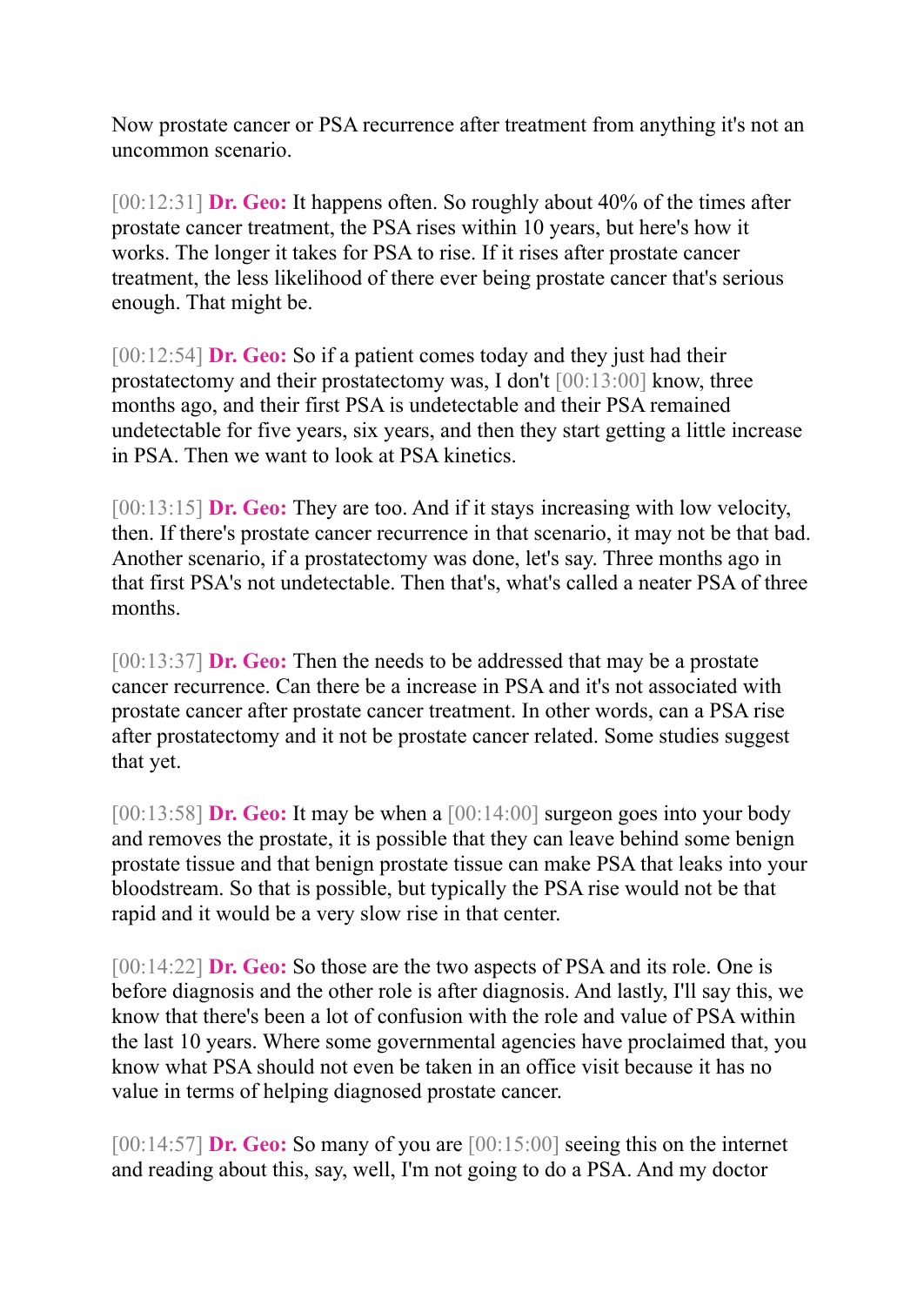Now prostate cancer or PSA recurrence after treatment from anything it's not an uncommon scenario.

[00:12:31] **Dr. Geo:** It happens often. So roughly about 40% of the times after prostate cancer treatment, the PSA rises within 10 years, but here's how it works. The longer it takes for PSA to rise. If it rises after prostate cancer treatment, the less likelihood of there ever being prostate cancer that's serious enough. That might be.

[00:12:54] **Dr. Geo:** So if a patient comes today and they just had their prostatectomy and their prostatectomy was, I don't [00:13:00] know, three months ago, and their first PSA is undetectable and their PSA remained undetectable for five years, six years, and then they start getting a little increase in PSA. Then we want to look at PSA kinetics.

[00:13:15] **Dr. Geo:** They are too. And if it stays increasing with low velocity, then. If there's prostate cancer recurrence in that scenario, it may not be that bad. Another scenario, if a prostatectomy was done, let's say. Three months ago in that first PSA's not undetectable. Then that's, what's called a neater PSA of three months.

[00:13:37] **Dr. Geo:** Then the needs to be addressed that may be a prostate cancer recurrence. Can there be a increase in PSA and it's not associated with prostate cancer after prostate cancer treatment. In other words, can a PSA rise after prostatectomy and it not be prostate cancer related. Some studies suggest that yet.

[00:13:58] **Dr. Geo:** It may be when a [00:14:00] surgeon goes into your body and removes the prostate, it is possible that they can leave behind some benign prostate tissue and that benign prostate tissue can make PSA that leaks into your bloodstream. So that is possible, but typically the PSA rise would not be that rapid and it would be a very slow rise in that center.

[00:14:22] **Dr. Geo:** So those are the two aspects of PSA and its role. One is before diagnosis and the other role is after diagnosis. And lastly, I'll say this, we know that there's been a lot of confusion with the role and value of PSA within the last 10 years. Where some governmental agencies have proclaimed that, you know what PSA should not even be taken in an office visit because it has no value in terms of helping diagnosed prostate cancer.

[00:14:57] **Dr. Geo:** So many of you are [00:15:00] seeing this on the internet and reading about this, say, well, I'm not going to do a PSA. And my doctor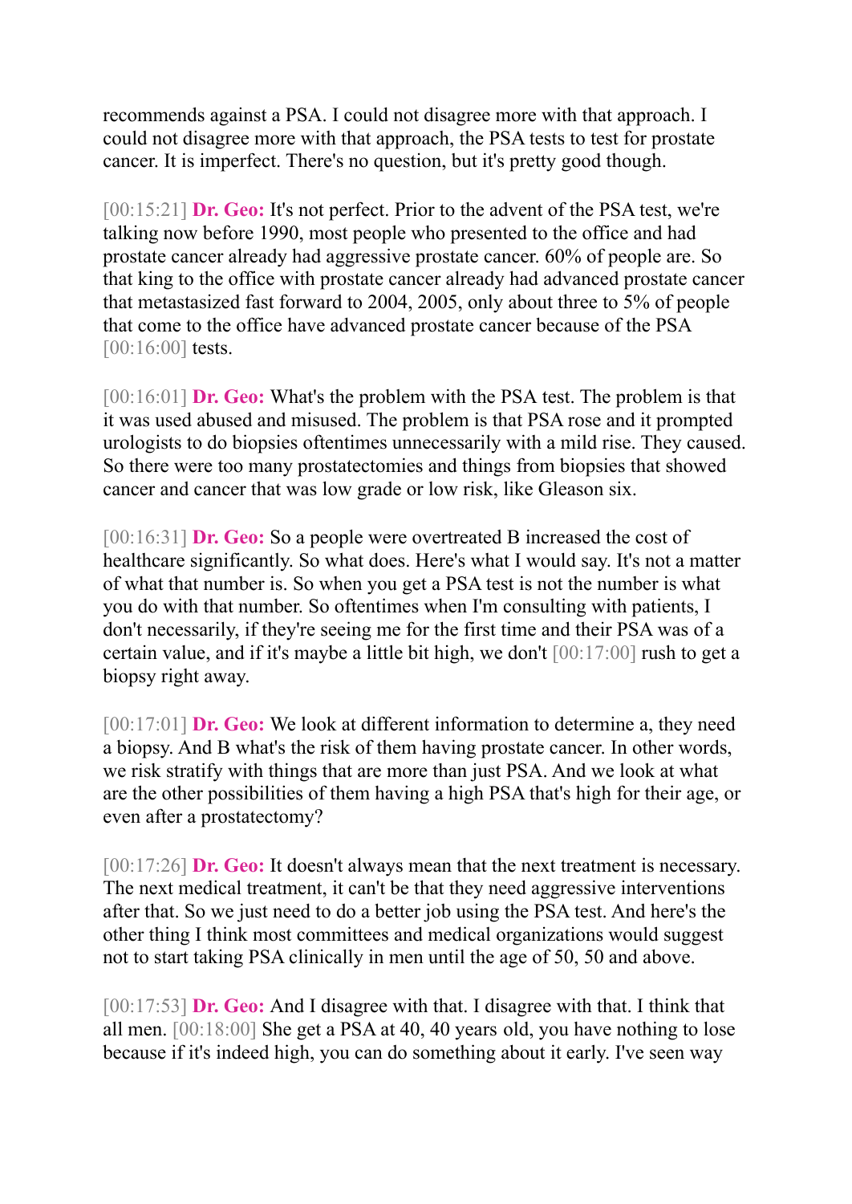recommends against a PSA. I could not disagree more with that approach. I could not disagree more with that approach, the PSA tests to test for prostate cancer. It is imperfect. There's no question, but it's pretty good though.

[00:15:21] **Dr. Geo:** It's not perfect. Prior to the advent of the PSA test, we're talking now before 1990, most people who presented to the office and had prostate cancer already had aggressive prostate cancer. 60% of people are. So that king to the office with prostate cancer already had advanced prostate cancer that metastasized fast forward to 2004, 2005, only about three to 5% of people that come to the office have advanced prostate cancer because of the PSA [00:16:00] tests.

[00:16:01] **Dr. Geo:** What's the problem with the PSA test. The problem is that it was used abused and misused. The problem is that PSA rose and it prompted urologists to do biopsies oftentimes unnecessarily with a mild rise. They caused. So there were too many prostatectomies and things from biopsies that showed cancer and cancer that was low grade or low risk, like Gleason six.

[00:16:31] **Dr. Geo:** So a people were overtreated B increased the cost of healthcare significantly. So what does. Here's what I would say. It's not a matter of what that number is. So when you get a PSA test is not the number is what you do with that number. So oftentimes when I'm consulting with patients, I don't necessarily, if they're seeing me for the first time and their PSA was of a certain value, and if it's maybe a little bit high, we don't [00:17:00] rush to get a biopsy right away.

[00:17:01] **Dr. Geo:** We look at different information to determine a, they need a biopsy. And B what's the risk of them having prostate cancer. In other words, we risk stratify with things that are more than just PSA. And we look at what are the other possibilities of them having a high PSA that's high for their age, or even after a prostatectomy?

[00:17:26] **Dr. Geo:** It doesn't always mean that the next treatment is necessary. The next medical treatment, it can't be that they need aggressive interventions after that. So we just need to do a better job using the PSA test. And here's the other thing I think most committees and medical organizations would suggest not to start taking PSA clinically in men until the age of 50, 50 and above.

[00:17:53] **Dr. Geo:** And I disagree with that. I disagree with that. I think that all men. [00:18:00] She get a PSA at 40, 40 years old, you have nothing to lose because if it's indeed high, you can do something about it early. I've seen way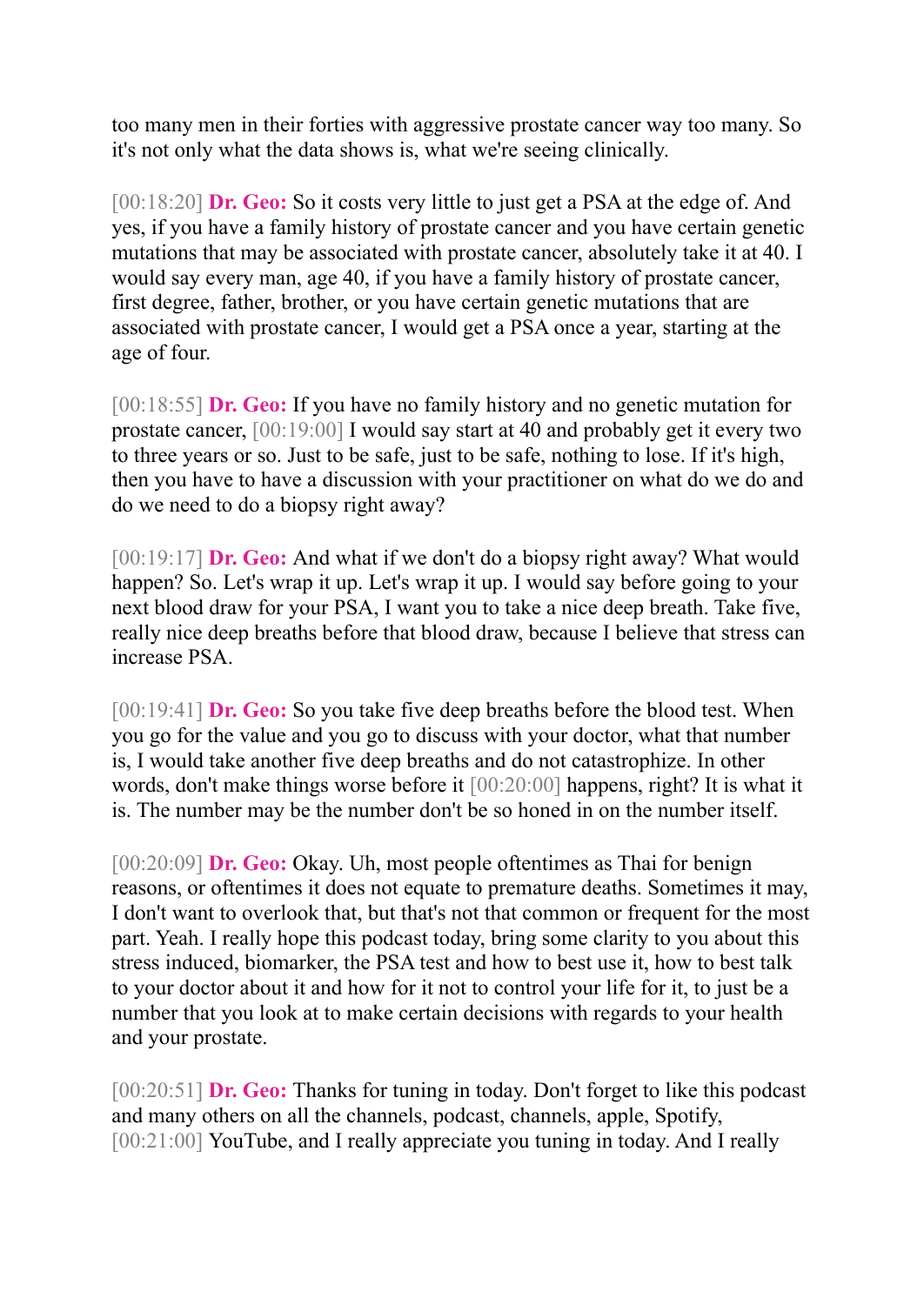too many men in their forties with aggressive prostate cancer way too many. So it's not only what the data shows is, what we're seeing clinically.

[00:18:20] **Dr. Geo:** So it costs very little to just get a PSA at the edge of. And yes, if you have a family history of prostate cancer and you have certain genetic mutations that may be associated with prostate cancer, absolutely take it at 40. I would say every man, age 40, if you have a family history of prostate cancer, first degree, father, brother, or you have certain genetic mutations that are associated with prostate cancer, I would get a PSA once a year, starting at the age of four.

[00:18:55] **Dr. Geo:** If you have no family history and no genetic mutation for prostate cancer, [00:19:00] I would say start at 40 and probably get it every two to three years or so. Just to be safe, just to be safe, nothing to lose. If it's high, then you have to have a discussion with your practitioner on what do we do and do we need to do a biopsy right away?

[00:19:17] **Dr. Geo:** And what if we don't do a biopsy right away? What would happen? So. Let's wrap it up. Let's wrap it up. I would say before going to your next blood draw for your PSA, I want you to take a nice deep breath. Take five, really nice deep breaths before that blood draw, because I believe that stress can increase PSA.

[00:19:41] **Dr. Geo:** So you take five deep breaths before the blood test. When you go for the value and you go to discuss with your doctor, what that number is, I would take another five deep breaths and do not catastrophize. In other words, don't make things worse before it [00:20:00] happens, right? It is what it is. The number may be the number don't be so honed in on the number itself.

[00:20:09] **Dr. Geo:** Okay. Uh, most people oftentimes as Thai for benign reasons, or oftentimes it does not equate to premature deaths. Sometimes it may, I don't want to overlook that, but that's not that common or frequent for the most part. Yeah. I really hope this podcast today, bring some clarity to you about this stress induced, biomarker, the PSA test and how to best use it, how to best talk to your doctor about it and how for it not to control your life for it, to just be a number that you look at to make certain decisions with regards to your health and your prostate.

[00:20:51] **Dr. Geo:** Thanks for tuning in today. Don't forget to like this podcast and many others on all the channels, podcast, channels, apple, Spotify, [00:21:00] YouTube, and I really appreciate you tuning in today. And I really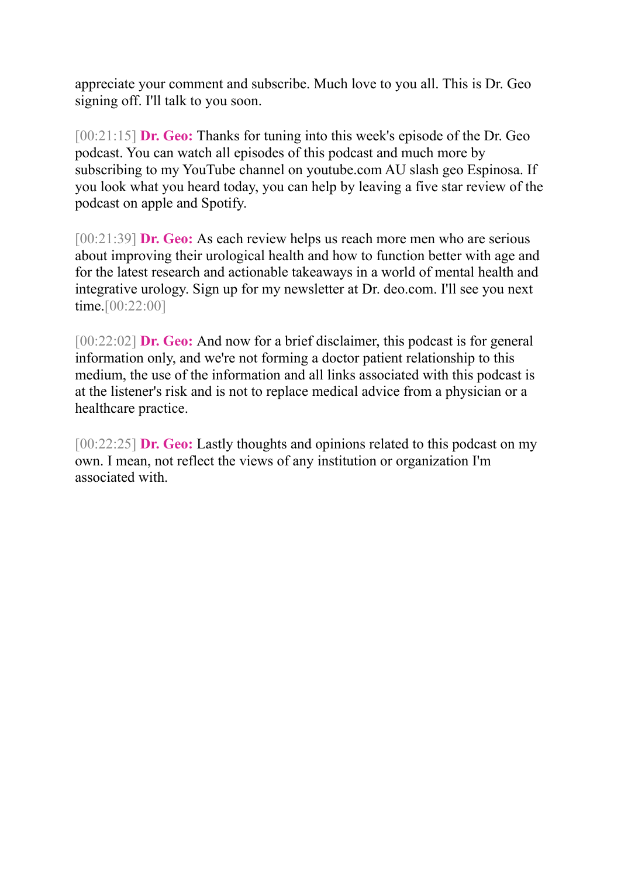appreciate your comment and subscribe. Much love to you all. This is Dr. Geo signing off. I'll talk to you soon.

[00:21:15] **Dr. Geo:** Thanks for tuning into this week's episode of the Dr. Geo podcast. You can watch all episodes of this podcast and much more by subscribing to my YouTube channel on youtube.com AU slash geo Espinosa. If you look what you heard today, you can help by leaving a five star review of the podcast on apple and Spotify.

[00:21:39] **Dr. Geo:** As each review helps us reach more men who are serious about improving their urological health and how to function better with age and for the latest research and actionable takeaways in a world of mental health and integrative urology. Sign up for my newsletter at Dr. deo.com. I'll see you next time.[00:22:00]

[00:22:02] **Dr. Geo:** And now for a brief disclaimer, this podcast is for general information only, and we're not forming a doctor patient relationship to this medium, the use of the information and all links associated with this podcast is at the listener's risk and is not to replace medical advice from a physician or a healthcare practice.

[00:22:25] **Dr. Geo:** Lastly thoughts and opinions related to this podcast on my own. I mean, not reflect the views of any institution or organization I'm associated with.